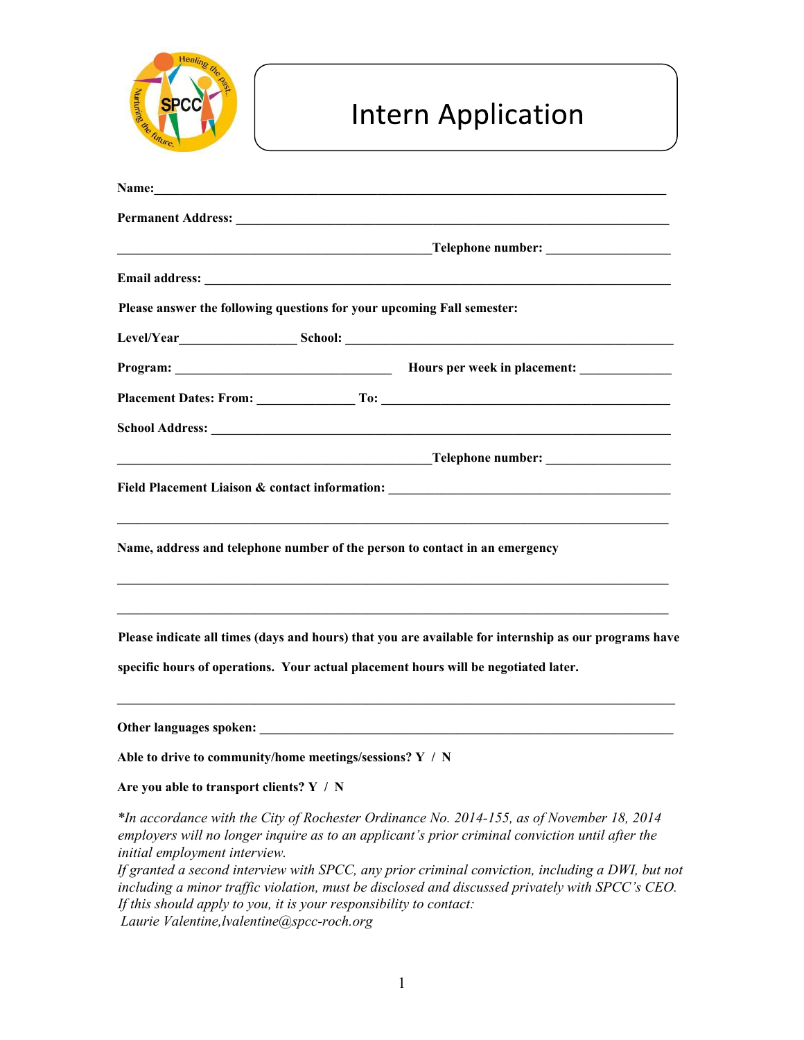# Intern Application

**Name:**_______________________________________________________________________________

**Permanent Address:** ____________________________________________________________________

_________________________________________________**Telephone number:** ___________________

**Email address:** ________________________________________________________________________

**Please answer the following questions for your upcoming Fall semester:**

**Level/Year**_________________ **School:** ______________________________________________

**Program:** _________________________________ **Hours per week in placement:** ______________

**Placement Dates: From:** _______________ **To:** _____________________________________________

**School Address:** _________________________________________________________________________

_________________________________________________**Telephone number:** ___________________

**Field Placement Liaison & contact information:** ___________________________________________

__________________________________________________________________________________

**Name, address and telephone number of the person to contact in an emergency**

__________________________________________________________________________________

__________________________________________________________________________________

**Please indicate all times (days and hours) that you are available for internship as our programs have specific hours of operations. Your actual placement hours will be negotiated later.**

__________________________________________________________________________________

**Other languages spoken:** _____________________________________________________________

**Able to drive to community/home meetings/sessions? Y / N**

**Are you able to transport clients? Y / N**

*\*In accordance with the City of Rochester Ordinance No. 2014-155, as of November 18, 2014 employers will no longer inquire as to an applicant's prior criminal conviction until after the initial employment interview.*
*If granted a second interview with SPCC, any prior criminal conviction, including a DWI, but not including a minor traffic violation, must be disclosed and discussed privately with SPCC's CEO. If this should apply to you, it is your responsibility to contact:*
*Laurie Valentine,lvalentine@spcc-roch.org*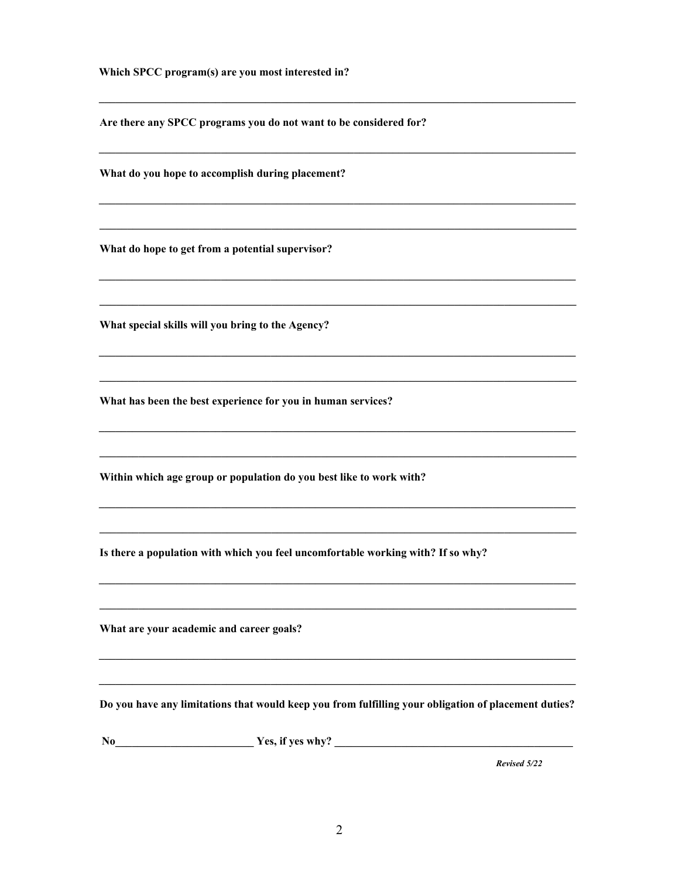**Which SPCC program(s) are you most interested in?**

_______________________________________________________________________________

**Are there any SPCC programs you do not want to be considered for?**

_______________________________________________________________________________

**What do you hope to accomplish during placement?**

_______________________________________________________________________________

_______________________________________________________________________________

**What do hope to get from a potential supervisor?**

_______________________________________________________________________________

_______________________________________________________________________________

**What special skills will you bring to the Agency?**

_______________________________________________________________________________

_______________________________________________________________________________

**What has been the best experience for you in human services?**

_______________________________________________________________________________

_______________________________________________________________________________

**Within which age group or population do you best like to work with?**

_______________________________________________________________________________

_______________________________________________________________________________

**Is there a population with which you feel uncomfortable working with? If so why?**

_______________________________________________________________________________

_______________________________________________________________________________

**What are your academic and career goals?**

_______________________________________________________________________________

_______________________________________________________________________________

**Do you have any limitations that would keep you from fulfilling your obligation of placement duties?**

**No_________________________ Yes, if yes why? ___________________________________________**

***Revised 5/22***